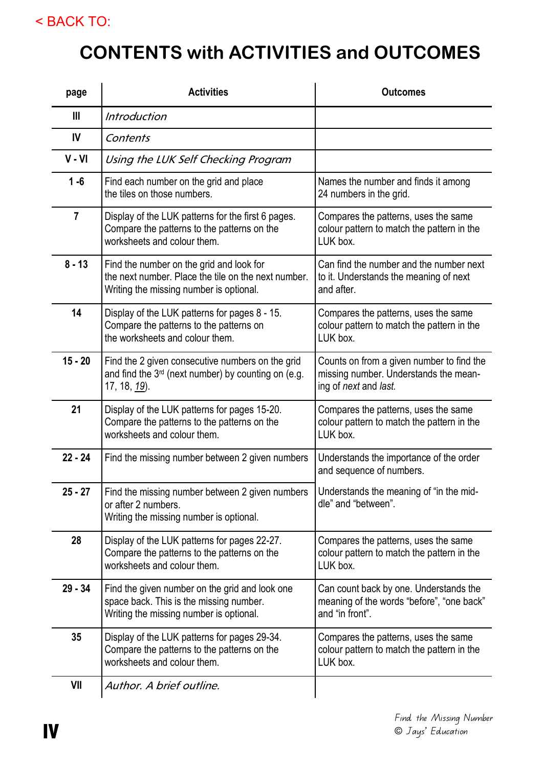< BACK TO:

# CONTENTS with ACTIVITIES and OUTCOMES

| page | Activities | Outcomes |
|---|---|---|
| III | *Introduction* | |
| IV | *Contents* | |
| V - VI | *Using the LUK Self Checking Program* | |
| 1 -6 | Find each number on the grid and place the tiles on those numbers. | Names the number and finds it among 24 numbers in the grid. |
| 7 | Display of the LUK patterns for the first 6 pages. Compare the patterns to the patterns on the worksheets and colour them. | Compares the patterns, uses the same colour pattern to match the pattern in the LUK box. |
| 8 - 13 | Find the number on the grid and look for the next number. Place the tile on the next number. Writing the missing number is optional. | Can find the number and the number next to it. Understands the meaning of next and after. |
| 14 | Display of the LUK patterns for pages 8 - 15. Compare the patterns to the patterns on the worksheets and colour them. | Compares the patterns, uses the same colour pattern to match the pattern in the LUK box. |
| 15 - 20 | Find the 2 given consecutive numbers on the grid and find the 3rd (next number) by counting on (e.g. 17, 18, <u>*19*</u>). | Counts on from a given number to find the missing number. Understands the meaning of *next* and *last*. |
| 21 | Display of the LUK patterns for pages 15-20. Compare the patterns to the patterns on the worksheets and colour them. | Compares the patterns, uses the same colour pattern to match the pattern in the LUK box. |
| 22 - 24 | Find the missing number between 2 given numbers | Understands the importance of the order and sequence of numbers. |
| 25 - 27 | Find the missing number between 2 given numbers or after 2 numbers. Writing the missing number is optional. | Understands the meaning of "in the middle" and "between". |
| 28 | Display of the LUK patterns for pages 22-27. Compare the patterns to the patterns on the worksheets and colour them. | Compares the patterns, uses the same colour pattern to match the pattern in the LUK box. |
| 29 - 34 | Find the given number on the grid and look one space back. This is the missing number. Writing the missing number is optional. | Can count back by one. Understands the meaning of the words "before", "one back" and "in front". |
| 35 | Display of the LUK patterns for pages 29-34. Compare the patterns to the patterns on the worksheets and colour them. | Compares the patterns, uses the same colour pattern to match the pattern in the LUK box. |
| VII | *Author. A brief outline.* | |

*Find the Missing Number*
© *Jays' Education*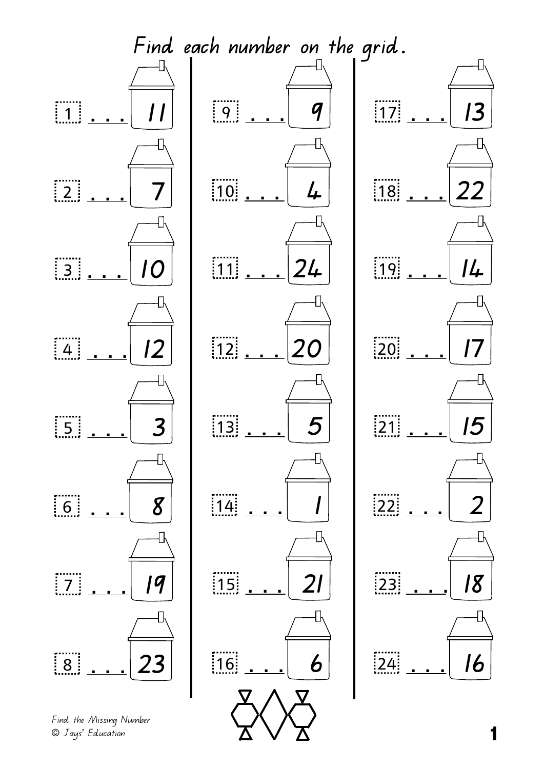# Find each number on the grid.

1 . . . 11

2 . . . 7

3 . . . 10

4 . . . 12

5 . . . 3

6 . . . 8

7 . . . 19

8 . . . 23

9 . . . 9

10 . . . 4

11 . . . 24

12 . . . 20

13 . . . 5

14 . . . 1

15 . . . 21

16 . . . 6

17 . . . 13

18 . . . 22

19 . . . 14

20 . . . 17

21 . . . 15

22 . . . 2

23 . . . 18

24 . . . 16

*Find the Missing Number*
*© Jays' Education*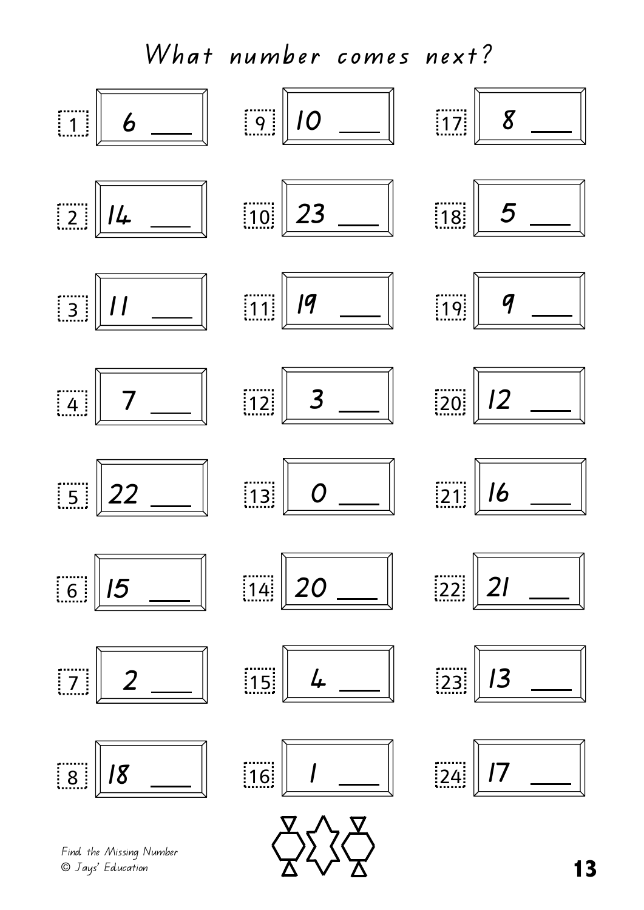# What number comes next?

| | | | | | |
|---|---|---|---|---|---|
| 1 | 6 ___ | 9 | 10 ___ | 17 | 8 ___ |
| 2 | 14 ___ | 10 | 23 ___ | 18 | 5 ___ |
| 3 | 11 ___ | 11 | 19 ___ | 19 | 9 ___ |
| 4 | 7 ___ | 12 | 3 ___ | 20 | 12 ___ |
| 5 | 22 ___ | 13 | 0 ___ | 21 | 16 ___ |
| 6 | 15 ___ | 14 | 20 ___ | 22 | 21 ___ |
| 7 | 2 ___ | 15 | 4 ___ | 23 | 13 ___ |
| 8 | 18 ___ | 16 | 1 ___ | 24 | 17 ___ |

Find the Missing Number
© Jays' Education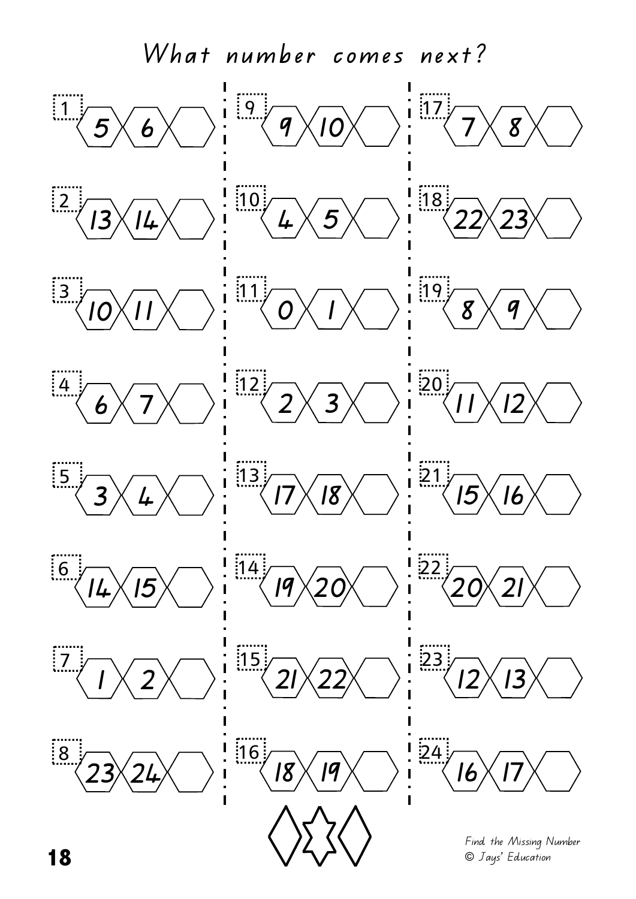# What number comes next?

1. 5, 6, ___
2. 13, 14, ___
3. 10, 11, ___
4. 6, 7, ___
5. 3, 4, ___
6. 14, 15, ___
7. 1, 2, ___
8. 23, 24, ___
9. 9, 10, ___
10. 4, 5, ___
11. 0, 1, ___
12. 2, 3, ___
13. 17, 18, ___
14. 19, 20, ___
15. 21, 22, ___
16. 18, 19, ___
17. 7, 8, ___
18. 22, 23, ___
19. 8, 9, ___
20. 11, 12, ___
21. 15, 16, ___
22. 20, 21, ___
23. 12, 13, ___
24. 16, 17, ___

*Find the Missing Number*
*© Jays' Education*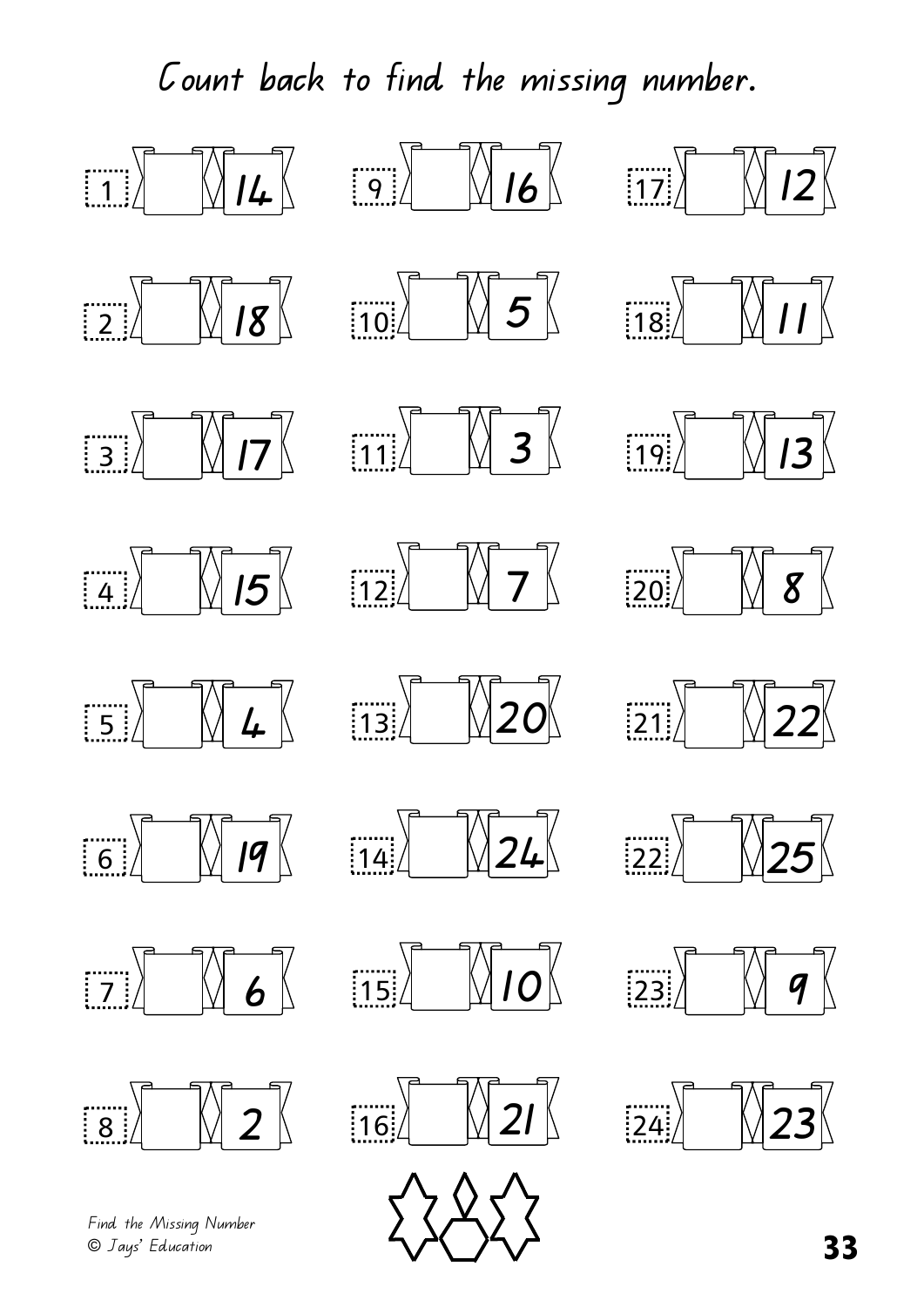# Count back to find the missing number.

1. ___ 14
2. ___ 18
3. ___ 17
4. ___ 15
5. ___ 4
6. ___ 19
7. ___ 6
8. ___ 2
9. ___ 16
10. ___ 5
11. ___ 3
12. ___ 7
13. ___ 20
14. ___ 24
15. ___ 10
16. ___ 21
17. ___ 12
18. ___ 11
19. ___ 13
20. ___ 8
21. ___ 22
22. ___ 25
23. ___ 9
24. ___ 23

Find the Missing Number
© Jays' Education